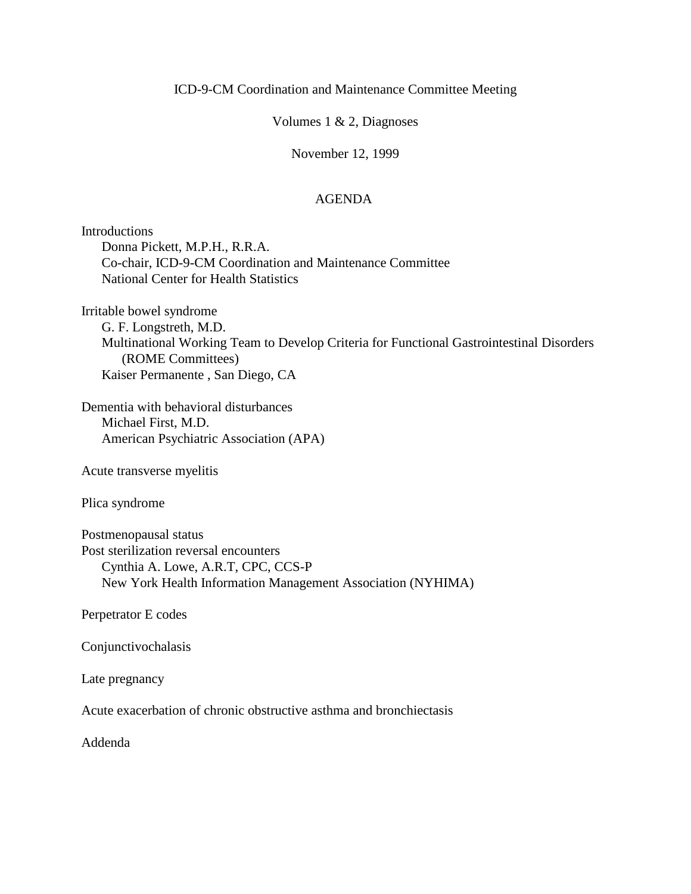# ICD-9-CM Coordination and Maintenance Committee Meeting

## Volumes 1 & 2, Diagnoses

November 12, 1999

## AGENDA

Introductions
- Donna Pickett, M.P.H., R.R.A.
- Co-chair, ICD-9-CM Coordination and Maintenance Committee
- National Center for Health Statistics

Irritable bowel syndrome
- G. F. Longstreth, M.D.
- Multinational Working Team to Develop Criteria for Functional Gastrointestinal Disorders (ROME Committees)
- Kaiser Permanente , San Diego, CA

Dementia with behavioral disturbances
- Michael First, M.D.
- American Psychiatric Association (APA)

Acute transverse myelitis

Plica syndrome

Postmenopausal status
Post sterilization reversal encounters
- Cynthia A. Lowe, A.R.T, CPC, CCS-P
- New York Health Information Management Association (NYHIMA)

Perpetrator E codes

Conjunctivochalasis

Late pregnancy

Acute exacerbation of chronic obstructive asthma and bronchiectasis

Addenda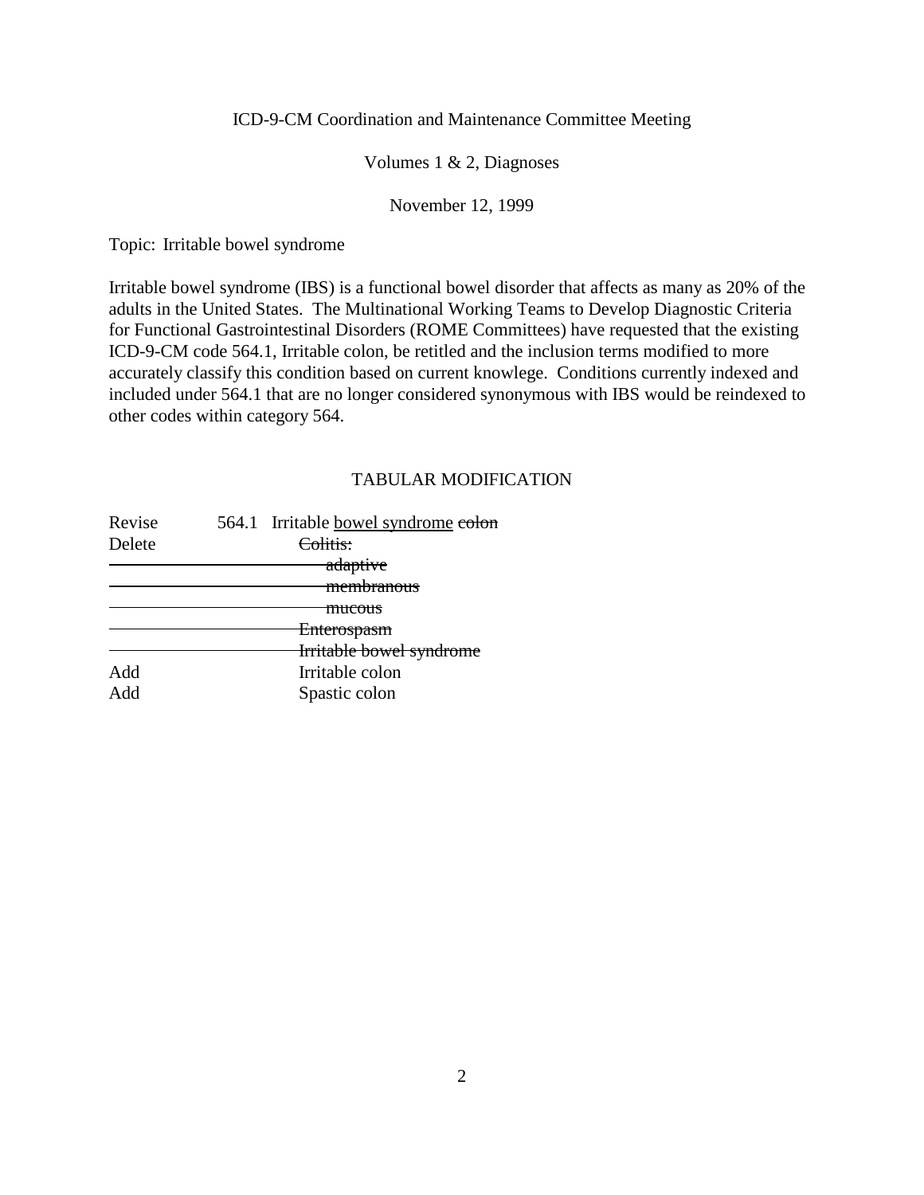ICD-9-CM Coordination and Maintenance Committee Meeting

Volumes 1 & 2, Diagnoses

November 12, 1999

Topic: Irritable bowel syndrome

Irritable bowel syndrome (IBS) is a functional bowel disorder that affects as many as 20% of the adults in the United States. The Multinational Working Teams to Develop Diagnostic Criteria for Functional Gastrointestinal Disorders (ROME Committees) have requested that the existing ICD-9-CM code 564.1, Irritable colon, be retitled and the inclusion terms modified to more accurately classify this condition based on current knowlege. Conditions currently indexed and included under 564.1 that are no longer considered synonymous with IBS would be reindexed to other codes within category 564.

## TABULAR MODIFICATION

| | | |
|---|---|---|
| Revise | 564.1 | Irritable <u>bowel syndrome</u> ~~colon~~ |
| Delete | | ~~Colitis:~~ |
| | | ~~adaptive~~ |
| | | ~~membranous~~ |
| | | ~~mucous~~ |
| | | ~~Enterospasm~~ |
| | | ~~Irritable bowel syndrome~~ |
| Add | | Irritable colon |
| Add | | Spastic colon |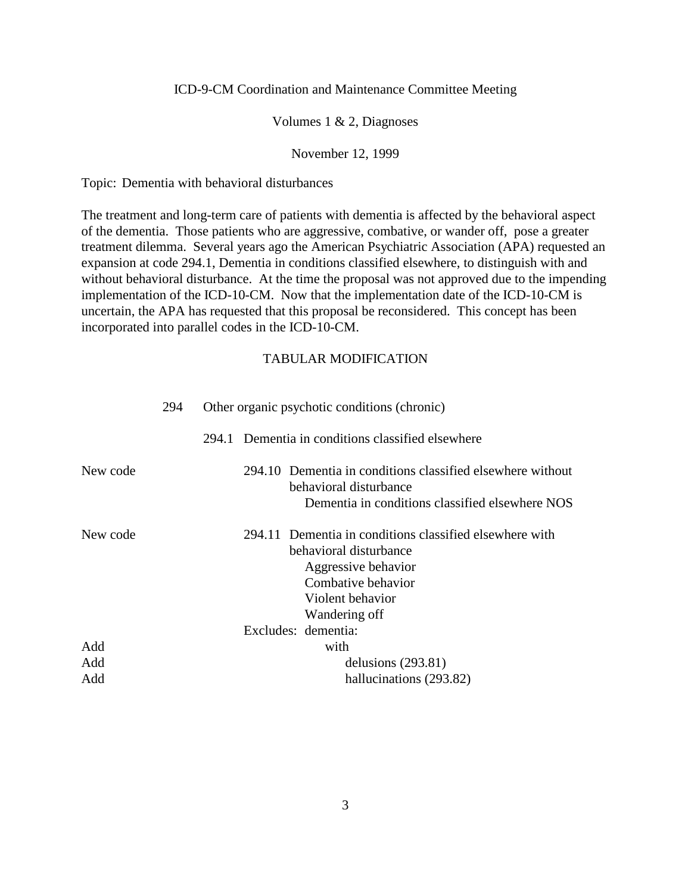ICD-9-CM Coordination and Maintenance Committee Meeting

Volumes 1 & 2, Diagnoses

November 12, 1999

Topic: Dementia with behavioral disturbances

The treatment and long-term care of patients with dementia is affected by the behavioral aspect of the dementia. Those patients who are aggressive, combative, or wander off, pose a greater treatment dilemma. Several years ago the American Psychiatric Association (APA) requested an expansion at code 294.1, Dementia in conditions classified elsewhere, to distinguish with and without behavioral disturbance. At the time the proposal was not approved due to the impending implementation of the ICD-10-CM. Now that the implementation date of the ICD-10-CM is uncertain, the APA has requested that this proposal be reconsidered. This concept has been incorporated into parallel codes in the ICD-10-CM.

TABULAR MODIFICATION

294 Other organic psychotic conditions (chronic)

294.1 Dementia in conditions classified elsewhere

New code 294.10 Dementia in conditions classified elsewhere without behavioral disturbance
Dementia in conditions classified elsewhere NOS

New code 294.11 Dementia in conditions classified elsewhere with behavioral disturbance
Aggressive behavior
Combative behavior
Violent behavior
Wandering off

Excludes: dementia:
Add with
Add delusions (293.81)
Add hallucinations (293.82)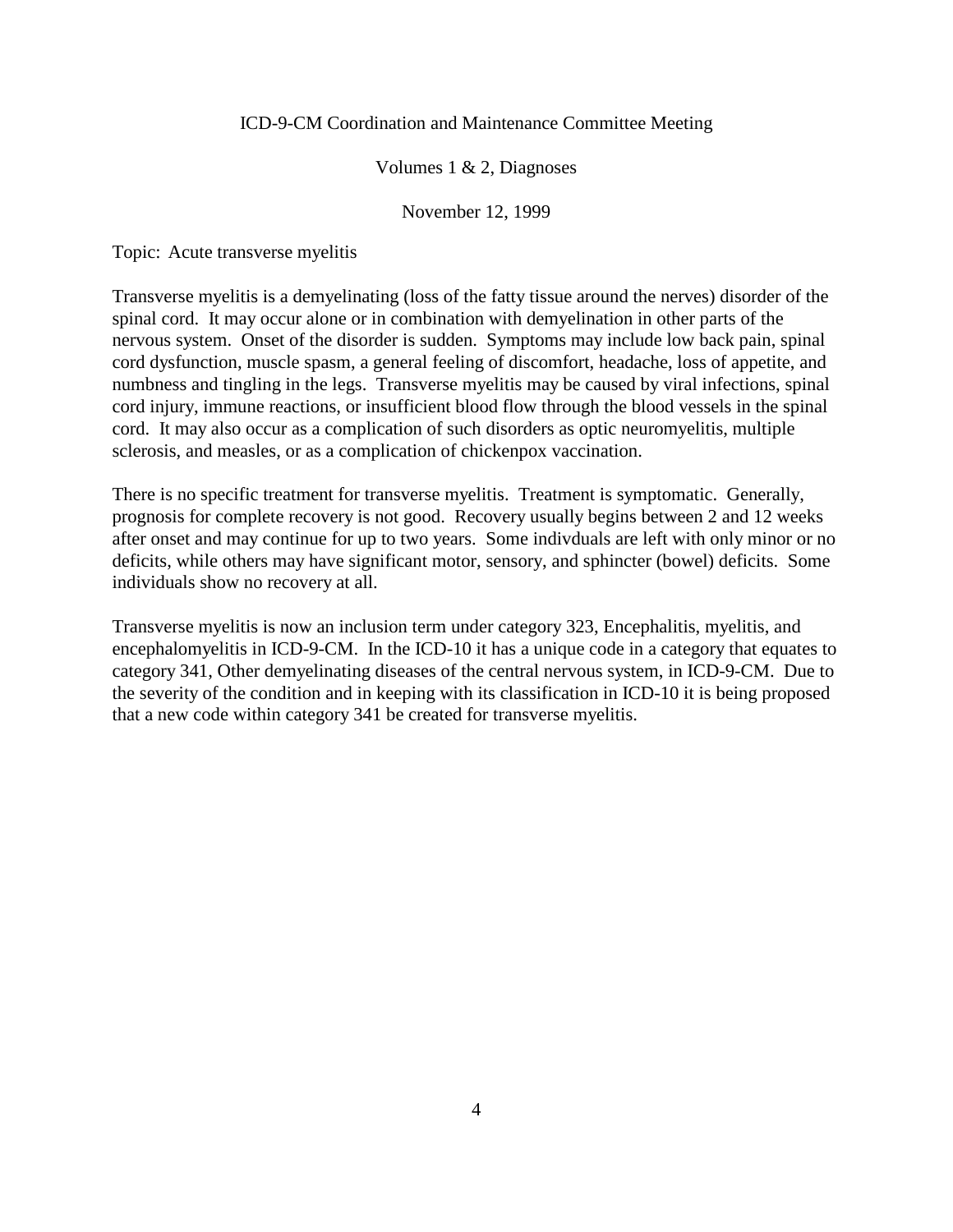ICD-9-CM Coordination and Maintenance Committee Meeting

Volumes 1 & 2, Diagnoses

November 12, 1999

Topic: Acute transverse myelitis

Transverse myelitis is a demyelinating (loss of the fatty tissue around the nerves) disorder of the spinal cord. It may occur alone or in combination with demyelination in other parts of the nervous system. Onset of the disorder is sudden. Symptoms may include low back pain, spinal cord dysfunction, muscle spasm, a general feeling of discomfort, headache, loss of appetite, and numbness and tingling in the legs. Transverse myelitis may be caused by viral infections, spinal cord injury, immune reactions, or insufficient blood flow through the blood vessels in the spinal cord. It may also occur as a complication of such disorders as optic neuromyelitis, multiple sclerosis, and measles, or as a complication of chickenpox vaccination.

There is no specific treatment for transverse myelitis. Treatment is symptomatic. Generally, prognosis for complete recovery is not good. Recovery usually begins between 2 and 12 weeks after onset and may continue for up to two years. Some indivduals are left with only minor or no deficits, while others may have significant motor, sensory, and sphincter (bowel) deficits. Some individuals show no recovery at all.

Transverse myelitis is now an inclusion term under category 323, Encephalitis, myelitis, and encephalomyelitis in ICD-9-CM. In the ICD-10 it has a unique code in a category that equates to category 341, Other demyelinating diseases of the central nervous system, in ICD-9-CM. Due to the severity of the condition and in keeping with its classification in ICD-10 it is being proposed that a new code within category 341 be created for transverse myelitis.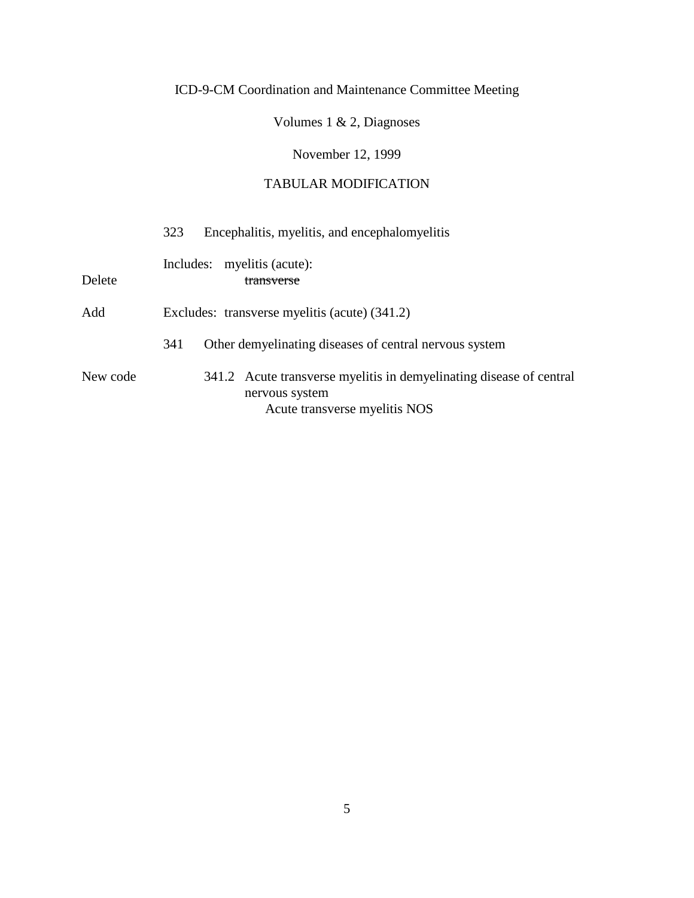ICD-9-CM Coordination and Maintenance Committee Meeting

Volumes 1 & 2, Diagnoses

November 12, 1999

TABULAR MODIFICATION

323 Encephalitis, myelitis, and encephalomyelitis

Includes: myelitis (acute):

Delete ~~transverse~~

Add Excludes: transverse myelitis (acute) (341.2)

341 Other demyelinating diseases of central nervous system

New code 341.2 Acute transverse myelitis in demyelinating disease of central nervous system

Acute transverse myelitis NOS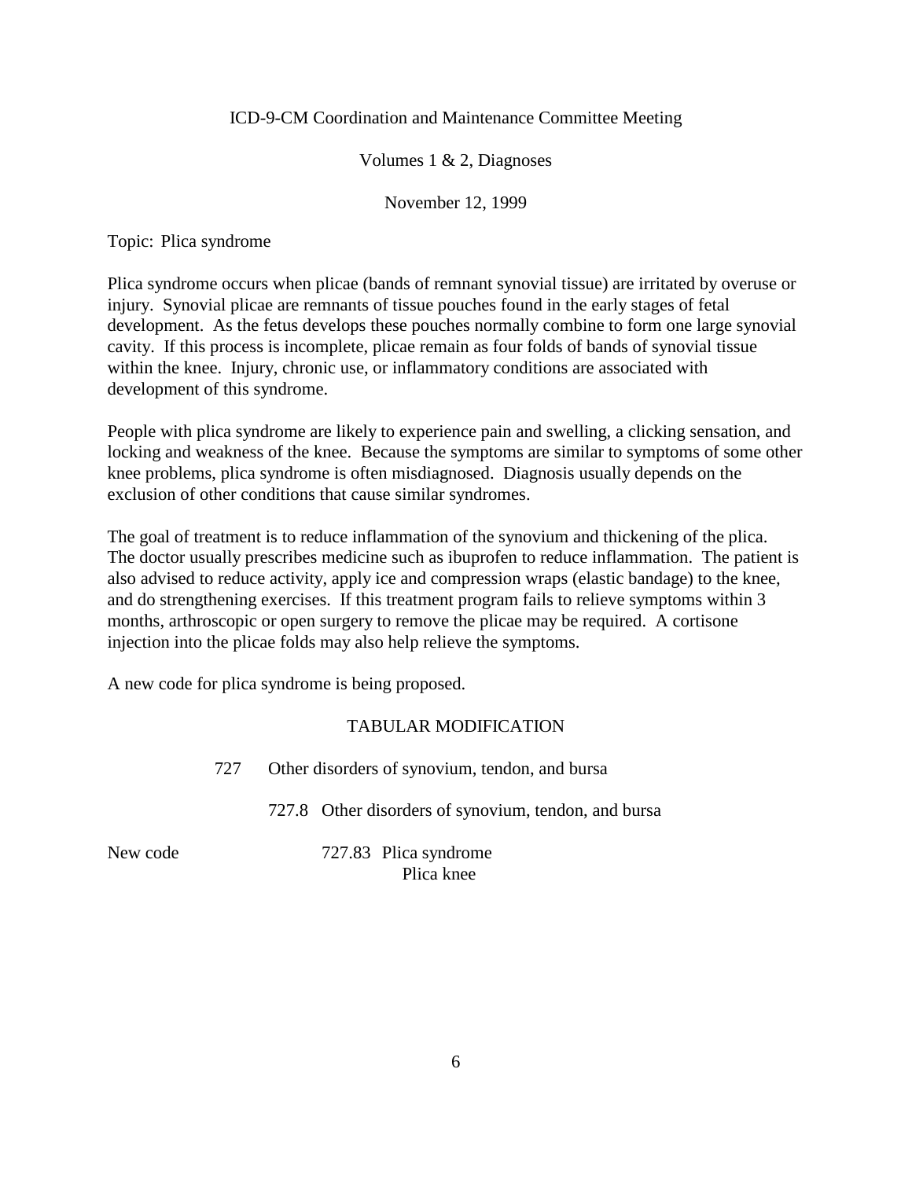ICD-9-CM Coordination and Maintenance Committee Meeting

Volumes 1 & 2, Diagnoses

November 12, 1999

Topic: Plica syndrome

Plica syndrome occurs when plicae (bands of remnant synovial tissue) are irritated by overuse or injury. Synovial plicae are remnants of tissue pouches found in the early stages of fetal development. As the fetus develops these pouches normally combine to form one large synovial cavity. If this process is incomplete, plicae remain as four folds of bands of synovial tissue within the knee. Injury, chronic use, or inflammatory conditions are associated with development of this syndrome.

People with plica syndrome are likely to experience pain and swelling, a clicking sensation, and locking and weakness of the knee. Because the symptoms are similar to symptoms of some other knee problems, plica syndrome is often misdiagnosed. Diagnosis usually depends on the exclusion of other conditions that cause similar syndromes.

The goal of treatment is to reduce inflammation of the synovium and thickening of the plica. The doctor usually prescribes medicine such as ibuprofen to reduce inflammation. The patient is also advised to reduce activity, apply ice and compression wraps (elastic bandage) to the knee, and do strengthening exercises. If this treatment program fails to relieve symptoms within 3 months, arthroscopic or open surgery to remove the plicae may be required. A cortisone injection into the plicae folds may also help relieve the symptoms.

A new code for plica syndrome is being proposed.

TABULAR MODIFICATION

727 Other disorders of synovium, tendon, and bursa

727.8 Other disorders of synovium, tendon, and bursa

New code 727.83 Plica syndrome
Plica knee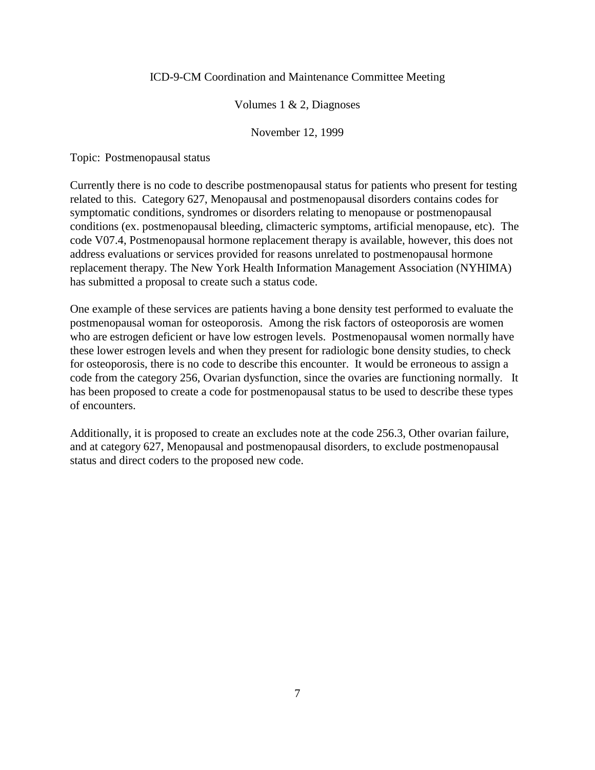ICD-9-CM Coordination and Maintenance Committee Meeting

Volumes 1 & 2, Diagnoses

November 12, 1999

Topic: Postmenopausal status

Currently there is no code to describe postmenopausal status for patients who present for testing related to this. Category 627, Menopausal and postmenopausal disorders contains codes for symptomatic conditions, syndromes or disorders relating to menopause or postmenopausal conditions (ex. postmenopausal bleeding, climacteric symptoms, artificial menopause, etc). The code V07.4, Postmenopausal hormone replacement therapy is available, however, this does not address evaluations or services provided for reasons unrelated to postmenopausal hormone replacement therapy. The New York Health Information Management Association (NYHIMA) has submitted a proposal to create such a status code.

One example of these services are patients having a bone density test performed to evaluate the postmenopausal woman for osteoporosis. Among the risk factors of osteoporosis are women who are estrogen deficient or have low estrogen levels. Postmenopausal women normally have these lower estrogen levels and when they present for radiologic bone density studies, to check for osteoporosis, there is no code to describe this encounter. It would be erroneous to assign a code from the category 256, Ovarian dysfunction, since the ovaries are functioning normally. It has been proposed to create a code for postmenopausal status to be used to describe these types of encounters.

Additionally, it is proposed to create an excludes note at the code 256.3, Other ovarian failure, and at category 627, Menopausal and postmenopausal disorders, to exclude postmenopausal status and direct coders to the proposed new code.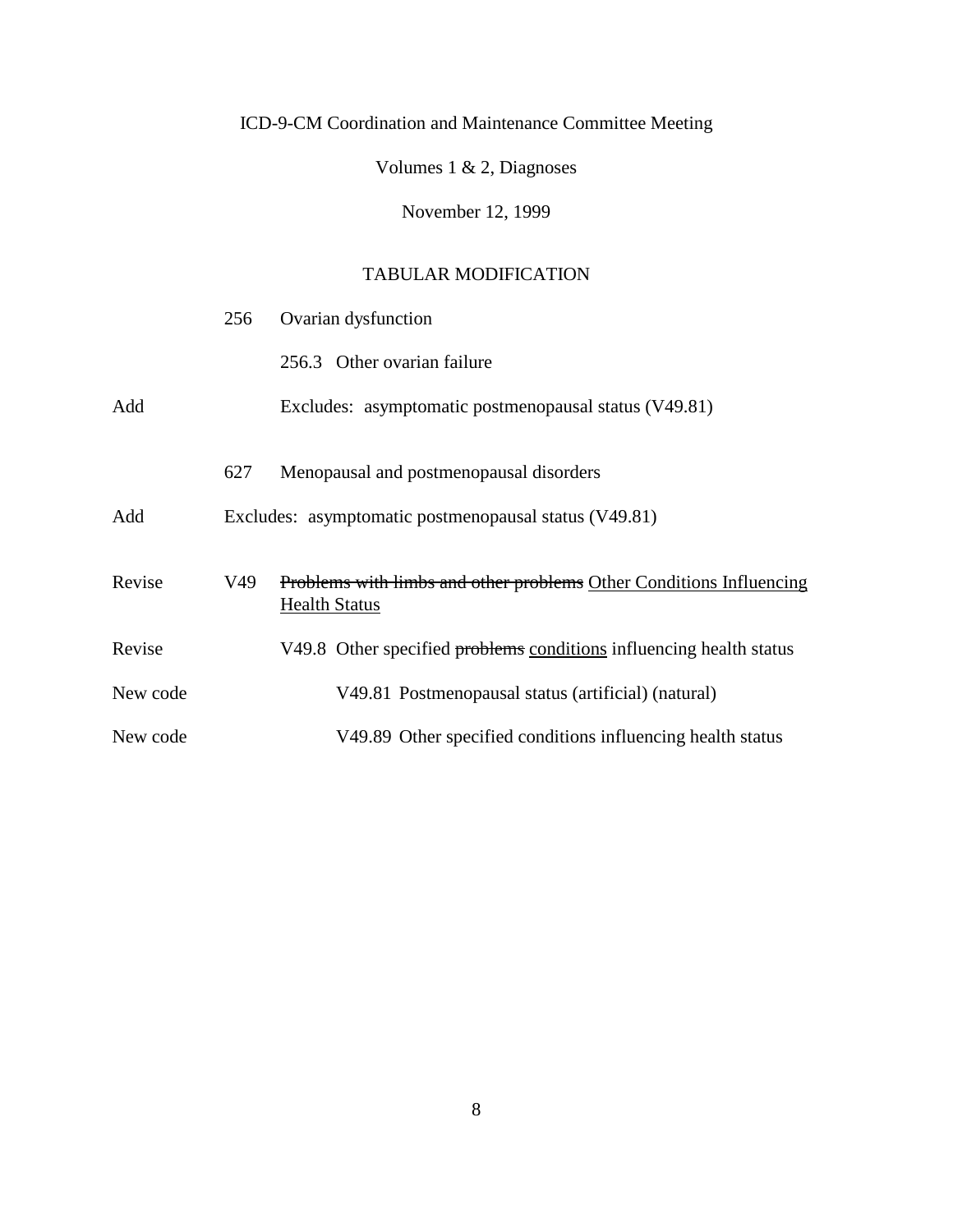ICD-9-CM Coordination and Maintenance Committee Meeting

Volumes 1 & 2, Diagnoses

November 12, 1999

## TABULAR MODIFICATION

| | | |
|---|---|---|
| | 256 | Ovarian dysfunction |
| | | 256.3 Other ovarian failure |
| Add | | Excludes: asymptomatic postmenopausal status (V49.81) |
| | 627 | Menopausal and postmenopausal disorders |
| Add | | Excludes: asymptomatic postmenopausal status (V49.81) |
| Revise | V49 | ~~Problems with limbs and other problems~~ <u>Other Conditions Influencing Health Status</u> |
| Revise | | V49.8 Other specified ~~problems~~ <u>conditions</u> influencing health status |
| New code | | V49.81 Postmenopausal status (artificial) (natural) |
| New code | | V49.89 Other specified conditions influencing health status |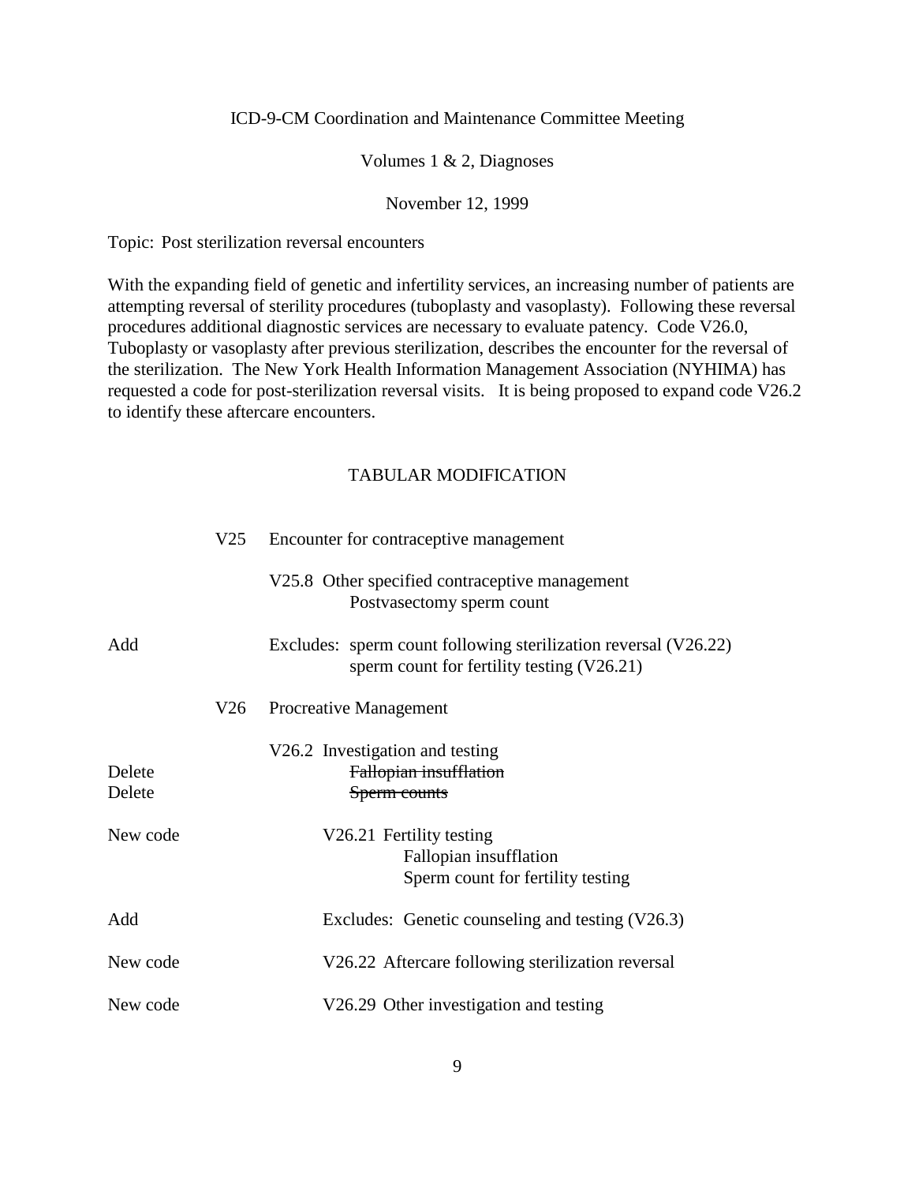ICD-9-CM Coordination and Maintenance Committee Meeting

Volumes 1 & 2, Diagnoses

November 12, 1999

Topic: Post sterilization reversal encounters

With the expanding field of genetic and infertility services, an increasing number of patients are attempting reversal of sterility procedures (tuboplasty and vasoplasty). Following these reversal procedures additional diagnostic services are necessary to evaluate patency. Code V26.0, Tuboplasty or vasoplasty after previous sterilization, describes the encounter for the reversal of the sterilization. The New York Health Information Management Association (NYHIMA) has requested a code for post-sterilization reversal visits. It is being proposed to expand code V26.2 to identify these aftercare encounters.

TABULAR MODIFICATION

V25 Encounter for contraceptive management

V25.8 Other specified contraceptive management
Postvasectomy sperm count

Add — Excludes: sperm count following sterilization reversal (V26.22)
sperm count for fertility testing (V26.21)

V26 Procreative Management

V26.2 Investigation and testing

Delete — ~~Fallopian insufflation~~

Delete — ~~Sperm counts~~

New code — V26.21 Fertility testing
Fallopian insufflation
Sperm count for fertility testing

Add — Excludes: Genetic counseling and testing (V26.3)

New code — V26.22 Aftercare following sterilization reversal

New code — V26.29 Other investigation and testing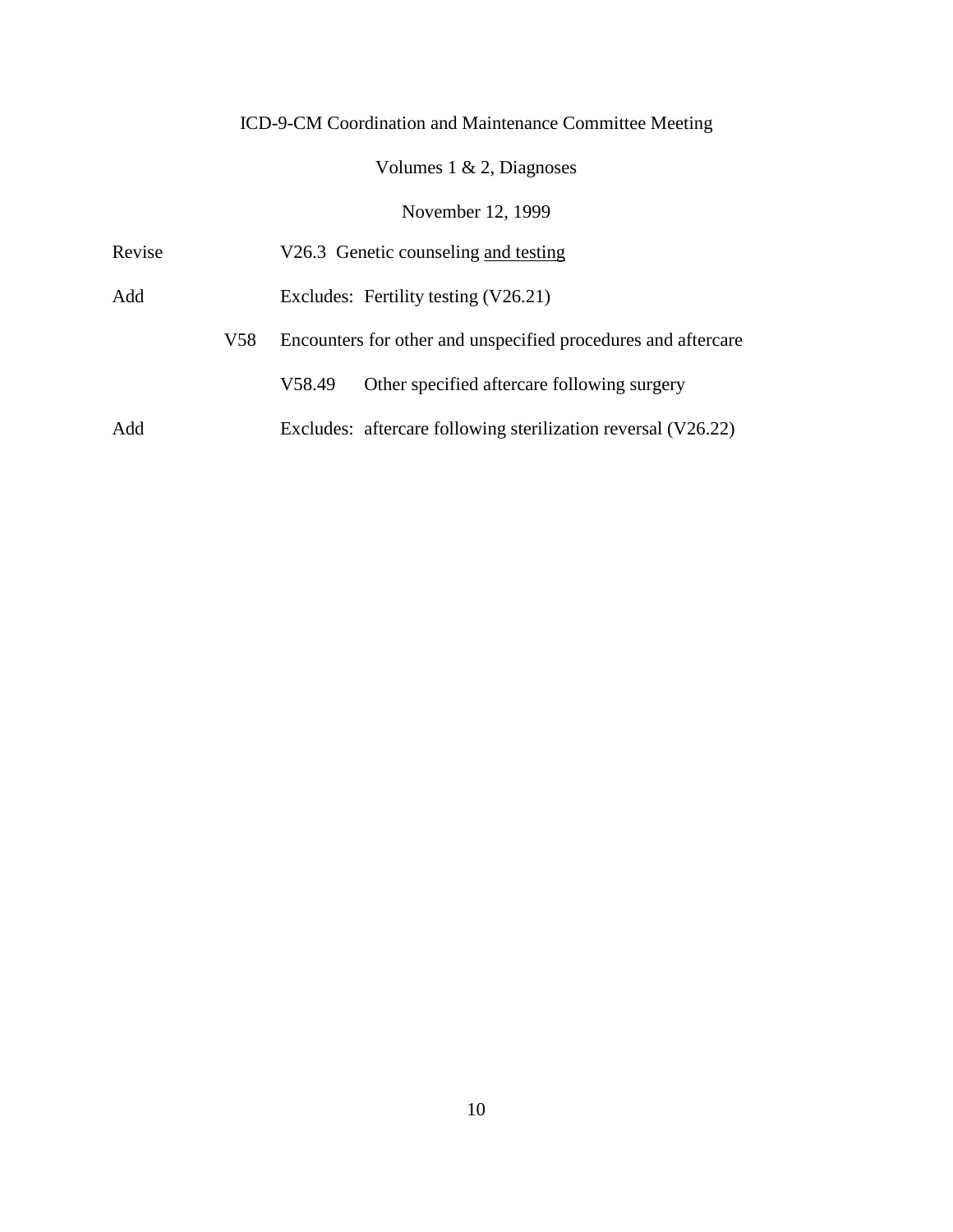ICD-9-CM Coordination and Maintenance Committee Meeting

Volumes 1 & 2, Diagnoses

November 12, 1999

Revise V26.3 Genetic counseling <u>and testing</u>

Add Excludes: Fertility testing (V26.21)

V58 Encounters for other and unspecified procedures and aftercare

V58.49 Other specified aftercare following surgery

Add Excludes: aftercare following sterilization reversal (V26.22)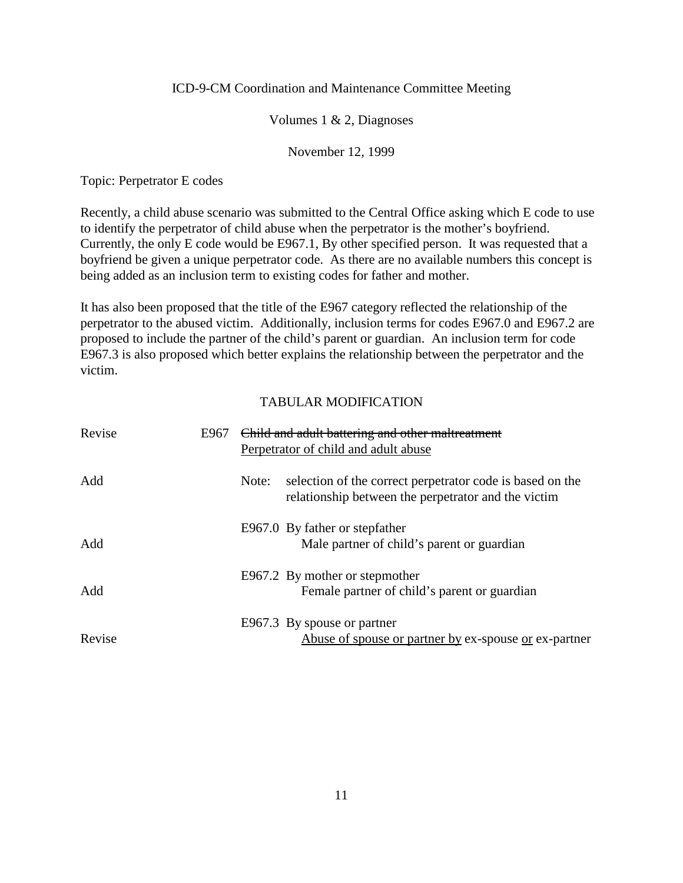ICD-9-CM Coordination and Maintenance Committee Meeting

Volumes 1 & 2, Diagnoses

November 12, 1999

Topic: Perpetrator E codes

Recently, a child abuse scenario was submitted to the Central Office asking which E code to use to identify the perpetrator of child abuse when the perpetrator is the mother's boyfriend. Currently, the only E code would be E967.1, By other specified person. It was requested that a boyfriend be given a unique perpetrator code. As there are no available numbers this concept is being added as an inclusion term to existing codes for father and mother.

It has also been proposed that the title of the E967 category reflected the relationship of the perpetrator to the abused victim. Additionally, inclusion terms for codes E967.0 and E967.2 are proposed to include the partner of the child's parent or guardian. An inclusion term for code E967.3 is also proposed which better explains the relationship between the perpetrator and the victim.

TABULAR MODIFICATION

| | | |
|---|---|---|
| Revise | E967 | ~~Child and adult battering and other maltreatment~~ <u>Perpetrator of child and adult abuse</u> |
| Add | | Note: selection of the correct perpetrator code is based on the relationship between the perpetrator and the victim |
| | E967.0 | By father or stepfather |
| Add | | Male partner of child's parent or guardian |
| | E967.2 | By mother or stepmother |
| Add | | Female partner of child's parent or guardian |
| | E967.3 | By spouse or partner |
| Revise | | <u>Abuse of spouse or partner by</u> ex-spouse <u>or</u> ex-partner |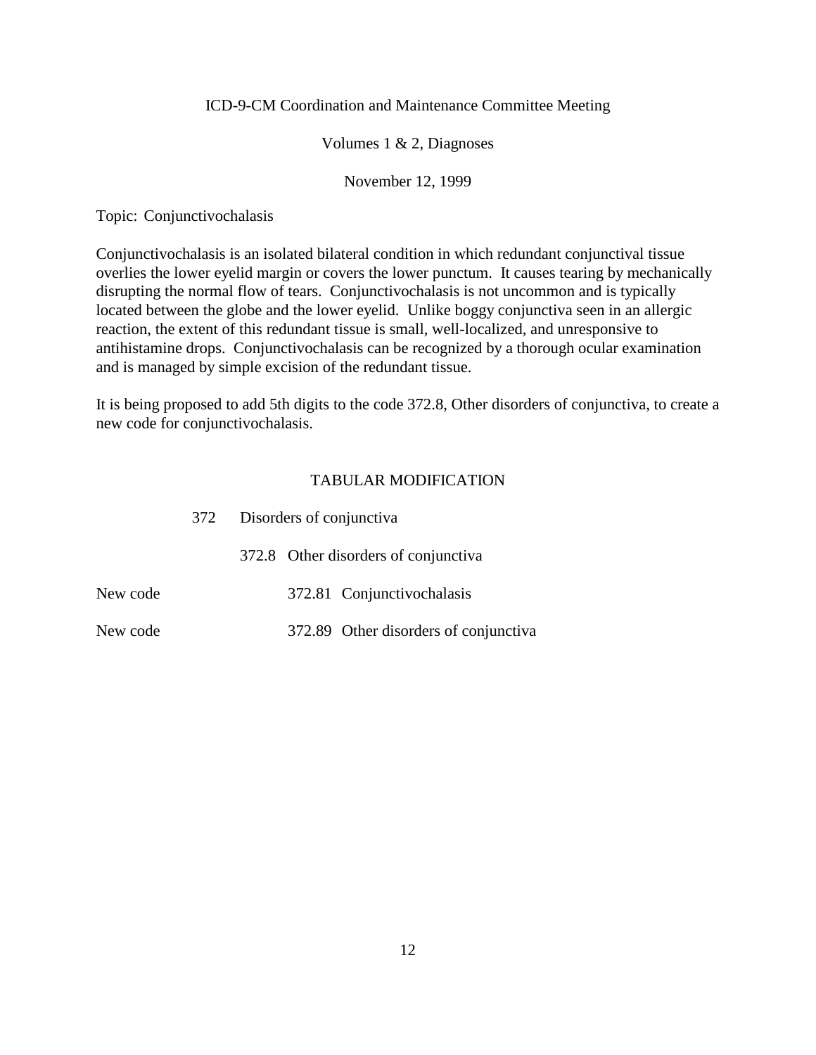ICD-9-CM Coordination and Maintenance Committee Meeting

Volumes 1 & 2, Diagnoses

November 12, 1999

Topic: Conjunctivochalasis

Conjunctivochalasis is an isolated bilateral condition in which redundant conjunctival tissue overlies the lower eyelid margin or covers the lower punctum. It causes tearing by mechanically disrupting the normal flow of tears. Conjunctivochalasis is not uncommon and is typically located between the globe and the lower eyelid. Unlike boggy conjunctiva seen in an allergic reaction, the extent of this redundant tissue is small, well-localized, and unresponsive to antihistamine drops. Conjunctivochalasis can be recognized by a thorough ocular examination and is managed by simple excision of the redundant tissue.

It is being proposed to add 5th digits to the code 372.8, Other disorders of conjunctiva, to create a new code for conjunctivochalasis.

TABULAR MODIFICATION

372 Disorders of conjunctiva

372.8 Other disorders of conjunctiva

New code 372.81 Conjunctivochalasis

New code 372.89 Other disorders of conjunctiva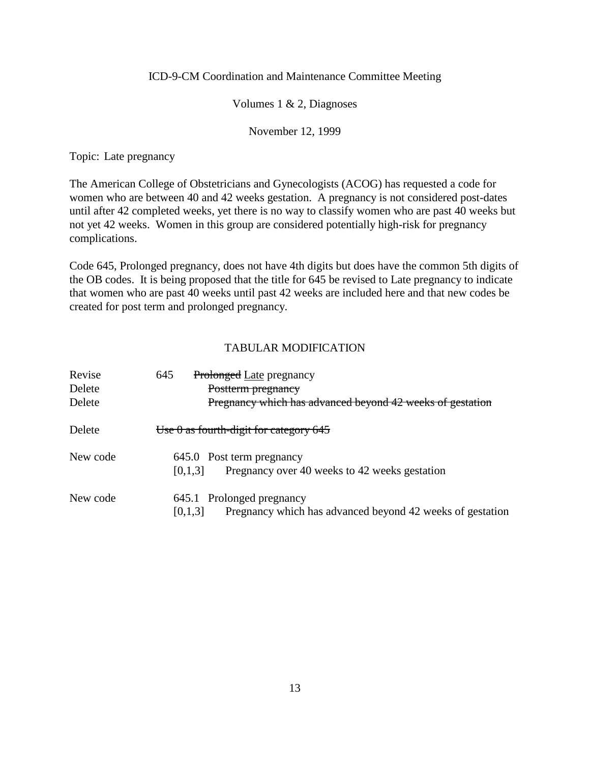ICD-9-CM Coordination and Maintenance Committee Meeting

Volumes 1 & 2, Diagnoses

November 12, 1999

Topic: Late pregnancy

The American College of Obstetricians and Gynecologists (ACOG) has requested a code for women who are between 40 and 42 weeks gestation. A pregnancy is not considered post-dates until after 42 completed weeks, yet there is no way to classify women who are past 40 weeks but not yet 42 weeks. Women in this group are considered potentially high-risk for pregnancy complications.

Code 645, Prolonged pregnancy, does not have 4th digits but does have the common 5th digits of the OB codes. It is being proposed that the title for 645 be revised to Late pregnancy to indicate that women who are past 40 weeks until past 42 weeks are included here and that new codes be created for post term and prolonged pregnancy.

## TABULAR MODIFICATION

| | | |
|---|---|---|
| Revise | 645 | ~~Prolonged~~ <u>Late</u> pregnancy |
| Delete | | ~~Postterm pregnancy~~ |
| Delete | | ~~Pregnancy which has advanced beyond 42 weeks of gestation~~ |
| Delete | ~~Use 0 as fourth-digit for category 645~~ | |
| New code | 645.0 | Post term pregnancy |
| | [0,1,3] | Pregnancy over 40 weeks to 42 weeks gestation |
| New code | 645.1 | Prolonged pregnancy |
| | [0,1,3] | Pregnancy which has advanced beyond 42 weeks of gestation |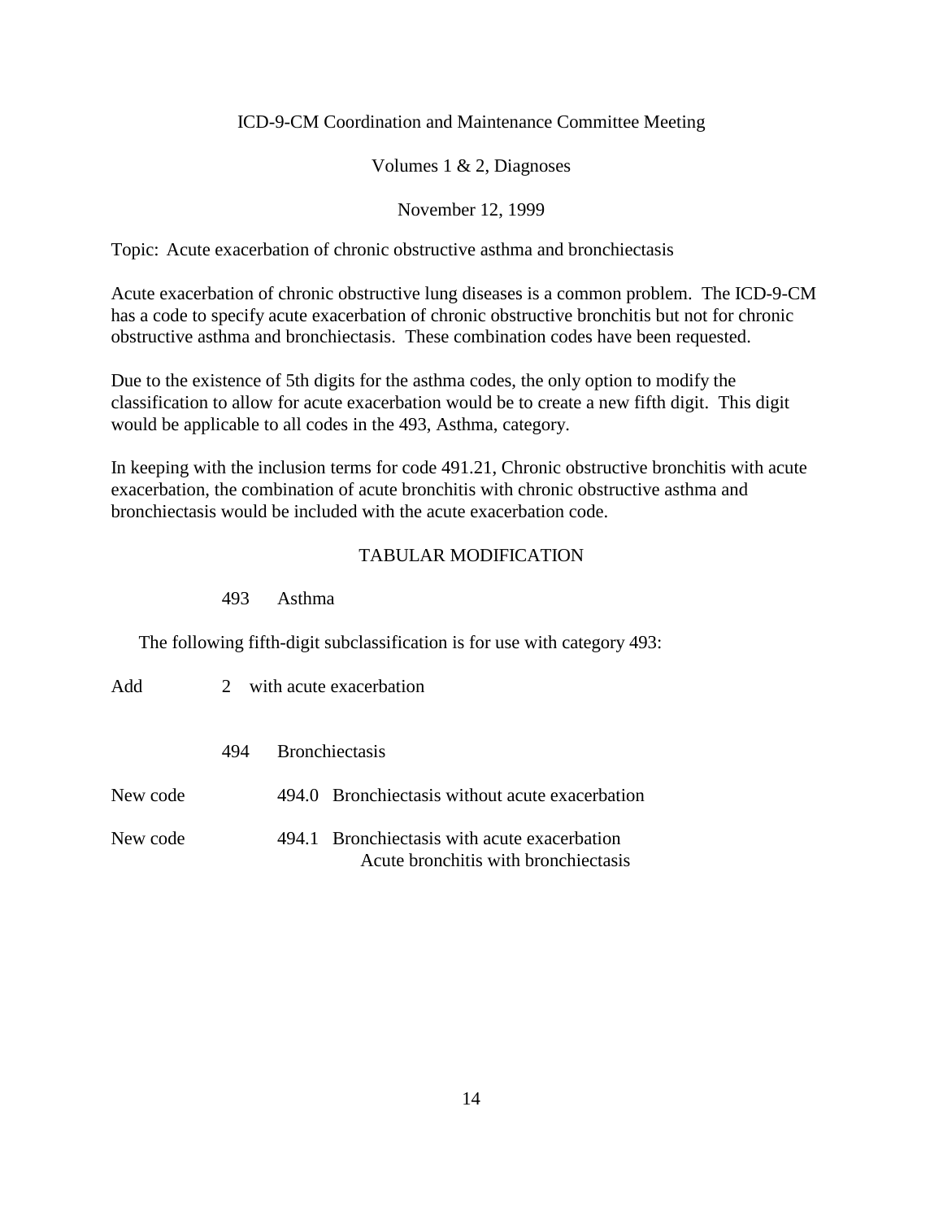ICD-9-CM Coordination and Maintenance Committee Meeting

Volumes 1 & 2, Diagnoses

November 12, 1999

Topic: Acute exacerbation of chronic obstructive asthma and bronchiectasis

Acute exacerbation of chronic obstructive lung diseases is a common problem. The ICD-9-CM has a code to specify acute exacerbation of chronic obstructive bronchitis but not for chronic obstructive asthma and bronchiectasis. These combination codes have been requested.

Due to the existence of 5th digits for the asthma codes, the only option to modify the classification to allow for acute exacerbation would be to create a new fifth digit. This digit would be applicable to all codes in the 493, Asthma, category.

In keeping with the inclusion terms for code 491.21, Chronic obstructive bronchitis with acute exacerbation, the combination of acute bronchitis with chronic obstructive asthma and bronchiectasis would be included with the acute exacerbation code.

TABULAR MODIFICATION

493 Asthma

The following fifth-digit subclassification is for use with category 493:

Add 2 with acute exacerbation

494 Bronchiectasis

New code 494.0 Bronchiectasis without acute exacerbation

New code 494.1 Bronchiectasis with acute exacerbation
Acute bronchitis with bronchiectasis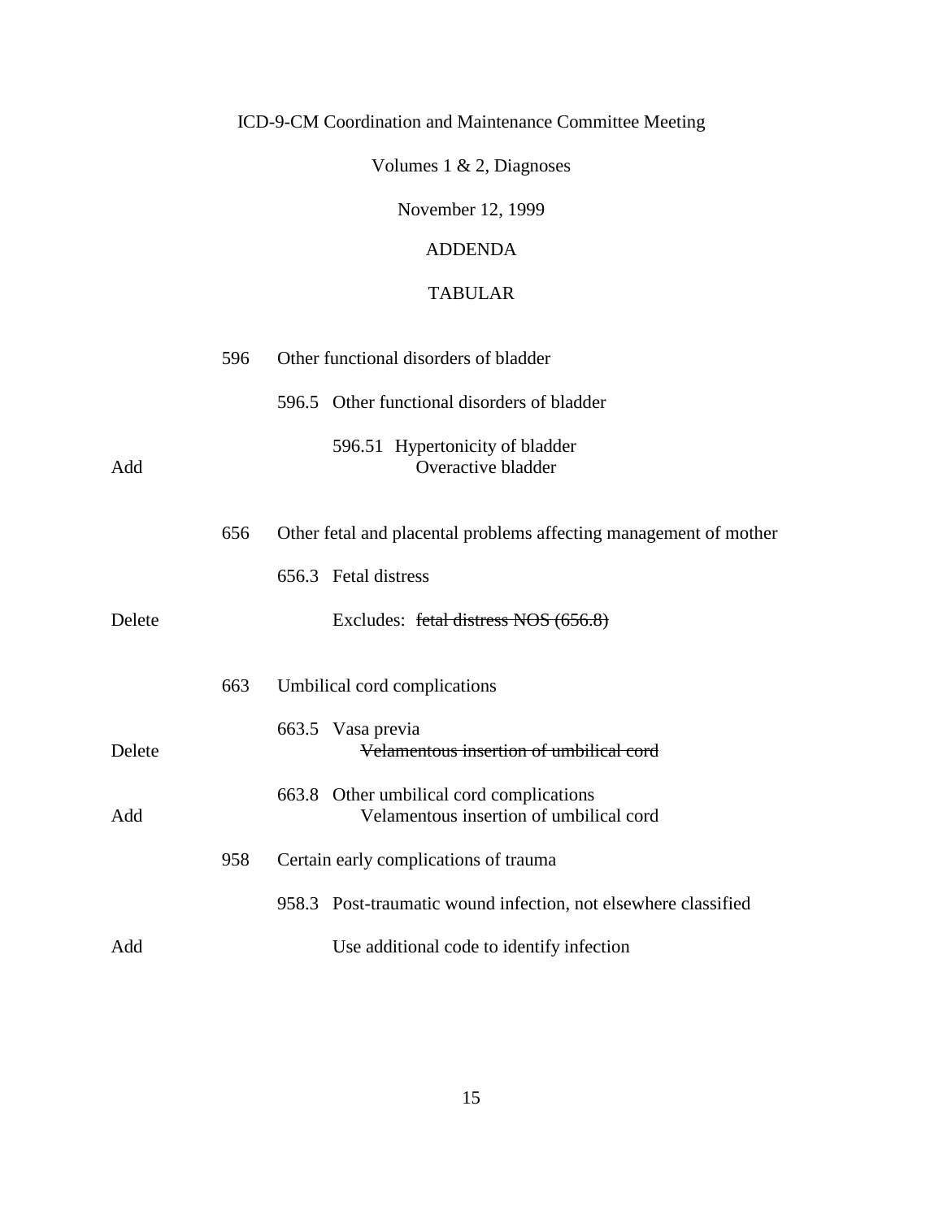ICD-9-CM Coordination and Maintenance Committee Meeting

Volumes 1 & 2, Diagnoses

November 12, 1999

ADDENDA

TABULAR

|  |  |  |
|---|---|---|
|  | 596 | Other functional disorders of bladder |
|  |  | 596.5 Other functional disorders of bladder |
|  |  | 596.51 Hypertonicity of bladder |
| Add |  | Overactive bladder |
|  | 656 | Other fetal and placental problems affecting management of mother |
|  |  | 656.3 Fetal distress |
| Delete |  | Excludes: ~~fetal distress NOS (656.8)~~ |
|  | 663 | Umbilical cord complications |
|  |  | 663.5 Vasa previa |
| Delete |  | ~~Velamentous insertion of umbilical cord~~ |
|  |  | 663.8 Other umbilical cord complications |
| Add |  | Velamentous insertion of umbilical cord |
|  | 958 | Certain early complications of trauma |
|  |  | 958.3 Post-traumatic wound infection, not elsewhere classified |
| Add |  | Use additional code to identify infection |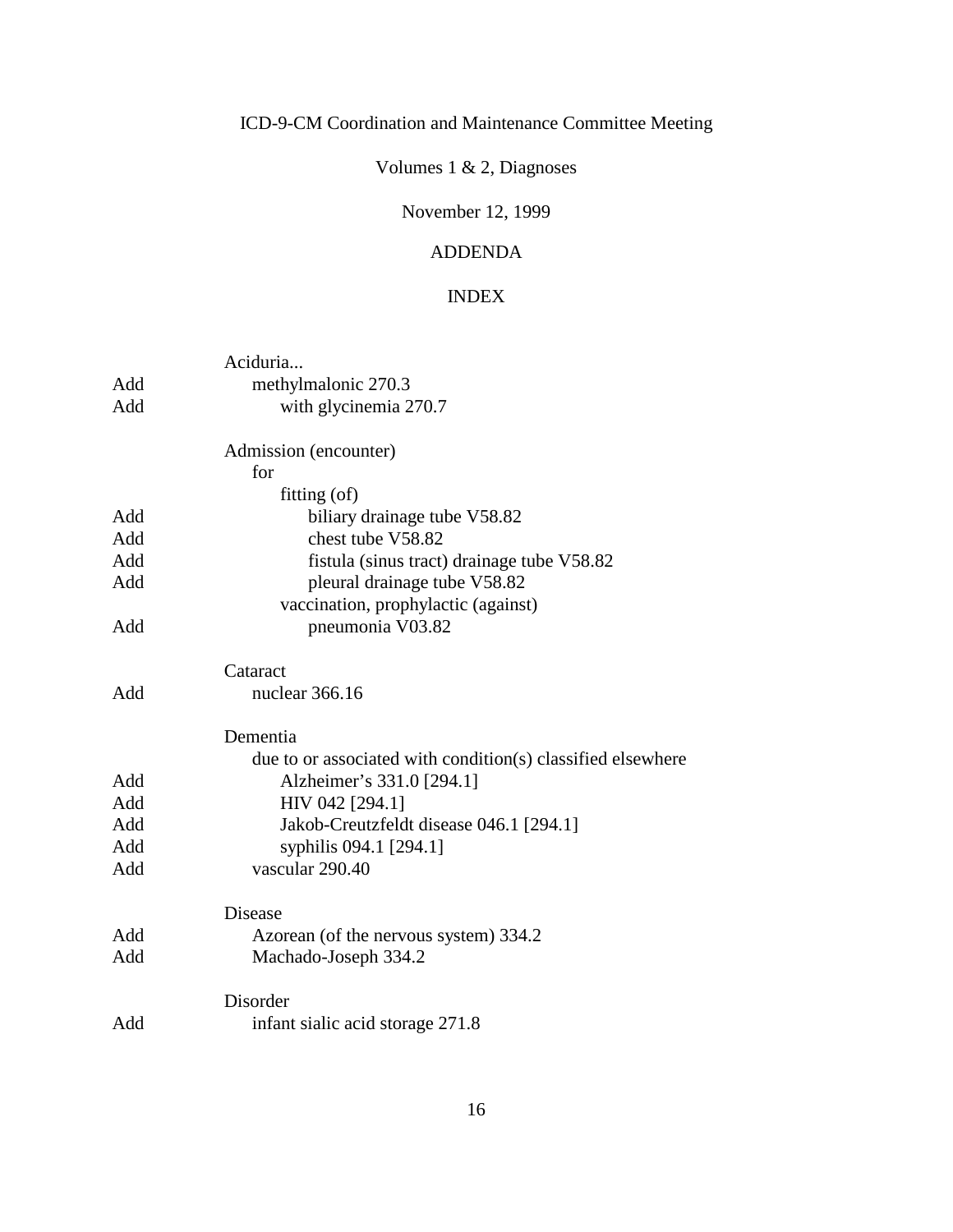ICD-9-CM Coordination and Maintenance Committee Meeting

Volumes 1 & 2, Diagnoses

November 12, 1999

ADDENDA

INDEX

| | |
|---|---|
| | Aciduria... |
| Add | methylmalonic 270.3 |
| Add | with glycinemia 270.7 |
| | |
| | Admission (encounter) |
| | for |
| | fitting (of) |
| Add | biliary drainage tube V58.82 |
| Add | chest tube V58.82 |
| Add | fistula (sinus tract) drainage tube V58.82 |
| Add | pleural drainage tube V58.82 |
| | vaccination, prophylactic (against) |
| Add | pneumonia V03.82 |
| | |
| | Cataract |
| Add | nuclear 366.16 |
| | |
| | Dementia |
| | due to or associated with condition(s) classified elsewhere |
| Add | Alzheimer's 331.0 [294.1] |
| Add | HIV 042 [294.1] |
| Add | Jakob-Creutzfeldt disease 046.1 [294.1] |
| Add | syphilis 094.1 [294.1] |
| Add | vascular 290.40 |
| | |
| | Disease |
| Add | Azorean (of the nervous system) 334.2 |
| Add | Machado-Joseph 334.2 |
| | |
| | Disorder |
| Add | infant sialic acid storage 271.8 |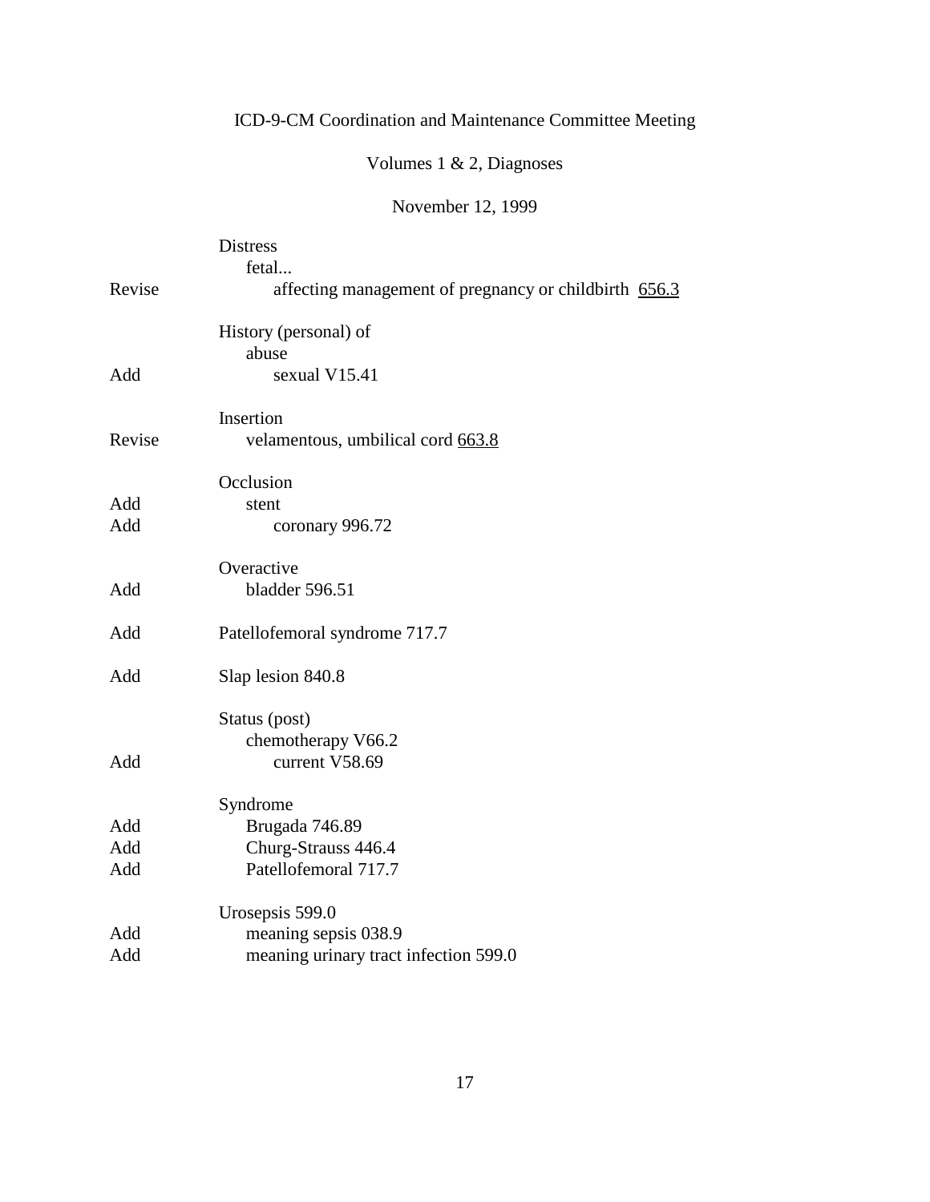ICD-9-CM Coordination and Maintenance Committee Meeting

Volumes 1 & 2, Diagnoses

November 12, 1999

| | |
|---|---|
| | Distress |
| | fetal... |
| Revise | affecting management of pregnancy or childbirth <u>656.3</u> |
| | |
| | History (personal) of |
| | abuse |
| Add | sexual V15.41 |
| | |
| | Insertion |
| Revise | velamentous, umbilical cord <u>663.8</u> |
| | |
| | Occlusion |
| Add | stent |
| Add | coronary 996.72 |
| | |
| | Overactive |
| Add | bladder 596.51 |
| | |
| Add | Patellofemoral syndrome 717.7 |
| | |
| Add | Slap lesion 840.8 |
| | |
| | Status (post) |
| | chemotherapy V66.2 |
| Add | current V58.69 |
| | |
| | Syndrome |
| Add | Brugada 746.89 |
| Add | Churg-Strauss 446.4 |
| Add | Patellofemoral 717.7 |
| | |
| | Urosepsis 599.0 |
| Add | meaning sepsis 038.9 |
| Add | meaning urinary tract infection 599.0 |